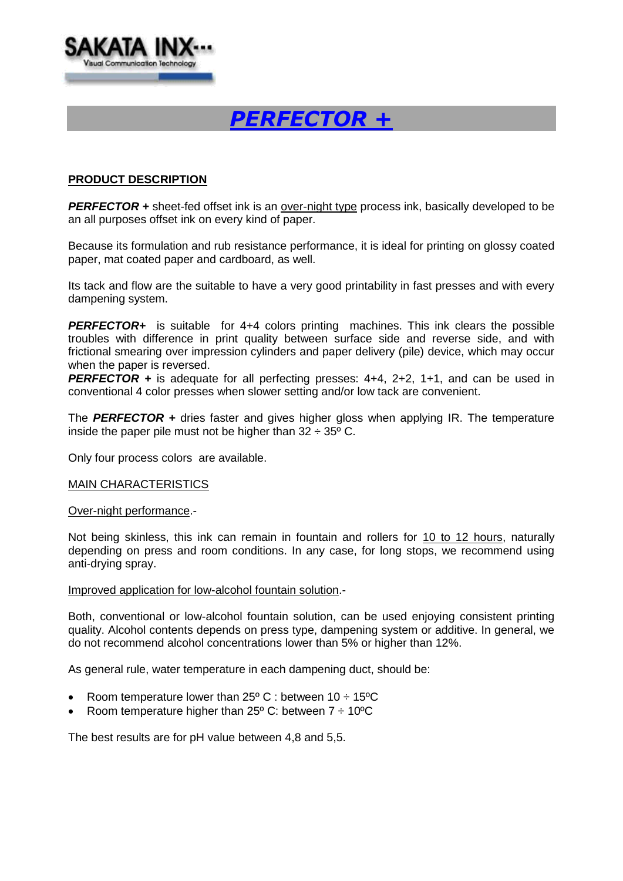# *PERFECTOR +*

## PRODUCT DESCRIPTION

***PERFECTOR +*** sheet-fed offset ink is an over-night type process ink, basically developed to be an all purposes offset ink on every kind of paper.

Because its formulation and rub resistance performance, it is ideal for printing on glossy coated paper, mat coated paper and cardboard, as well.

Its tack and flow are the suitable to have a very good printability in fast presses and with every dampening system.

***PERFECTOR+*** is suitable for 4+4 colors printing machines. This ink clears the possible troubles with difference in print quality between surface side and reverse side, and with frictional smearing over impression cylinders and paper delivery (pile) device, which may occur when the paper is reversed.

***PERFECTOR +*** is adequate for all perfecting presses: 4+4, 2+2, 1+1, and can be used in conventional 4 color presses when slower setting and/or low tack are convenient.

The ***PERFECTOR +*** dries faster and gives higher gloss when applying IR. The temperature inside the paper pile must not be higher than 32 ÷ 35º C.

Only four process colors are available.

### MAIN CHARACTERISTICS

Over-night performance.-

Not being skinless, this ink can remain in fountain and rollers for 10 to 12 hours, naturally depending on press and room conditions. In any case, for long stops, we recommend using anti-drying spray.

Improved application for low-alcohol fountain solution.-

Both, conventional or low-alcohol fountain solution, can be used enjoying consistent printing quality. Alcohol contents depends on press type, dampening system or additive. In general, we do not recommend alcohol concentrations lower than 5% or higher than 12%.

As general rule, water temperature in each dampening duct, should be:

- Room temperature lower than 25º C : between 10 ÷ 15ºC
- Room temperature higher than 25º C: between 7 ÷ 10ºC

The best results are for pH value between 4,8 and 5,5.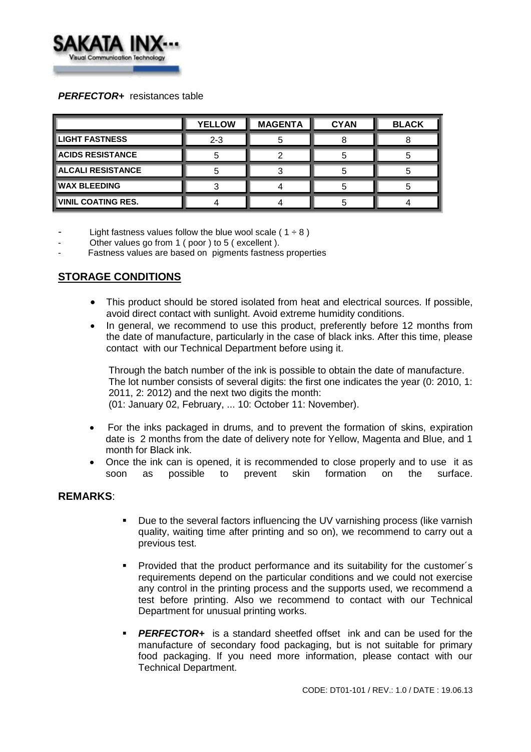***PERFECTOR+*** resistances table

| | YELLOW | MAGENTA | CYAN | BLACK |
|---|---|---|---|---|
| LIGHT FASTNESS | 2-3 | 5 | 8 | 8 |
| ACIDS RESISTANCE | 5 | 2 | 5 | 5 |
| ALCALI RESISTANCE | 5 | 3 | 5 | 5 |
| WAX BLEEDING | 3 | 4 | 5 | 5 |
| VINIL COATING RES. | 4 | 4 | 5 | 4 |

- Light fastness values follow the blue wool scale ( 1 ÷ 8 )
- Other values go from 1 ( poor ) to 5 ( excellent ).
- Fastness values are based on pigments fastness properties

## STORAGE CONDITIONS

- This product should be stored isolated from heat and electrical sources. If possible, avoid direct contact with sunlight. Avoid extreme humidity conditions.
- In general, we recommend to use this product, preferently before 12 months from the date of manufacture, particularly in the case of black inks. After this time, please contact with our Technical Department before using it.

  Through the batch number of the ink is possible to obtain the date of manufacture. The lot number consists of several digits: the first one indicates the year (0: 2010, 1: 2011, 2: 2012) and the next two digits the month:
  (01: January 02, February, ... 10: October 11: November).

- For the inks packaged in drums, and to prevent the formation of skins, expiration date is 2 months from the date of delivery note for Yellow, Magenta and Blue, and 1 month for Black ink.
- Once the ink can is opened, it is recommended to close properly and to use it as soon as possible to prevent skin formation on the surface.

## REMARKS:

- Due to the several factors influencing the UV varnishing process (like varnish quality, waiting time after printing and so on), we recommend to carry out a previous test.
- Provided that the product performance and its suitability for the customer´s requirements depend on the particular conditions and we could not exercise any control in the printing process and the supports used, we recommend a test before printing. Also we recommend to contact with our Technical Department for unusual printing works.
- ***PERFECTOR+*** is a standard sheetfed offset ink and can be used for the manufacture of secondary food packaging, but is not suitable for primary food packaging. If you need more information, please contact with our Technical Department.

CODE: DT01-101 / REV.: 1.0 / DATE : 19.06.13